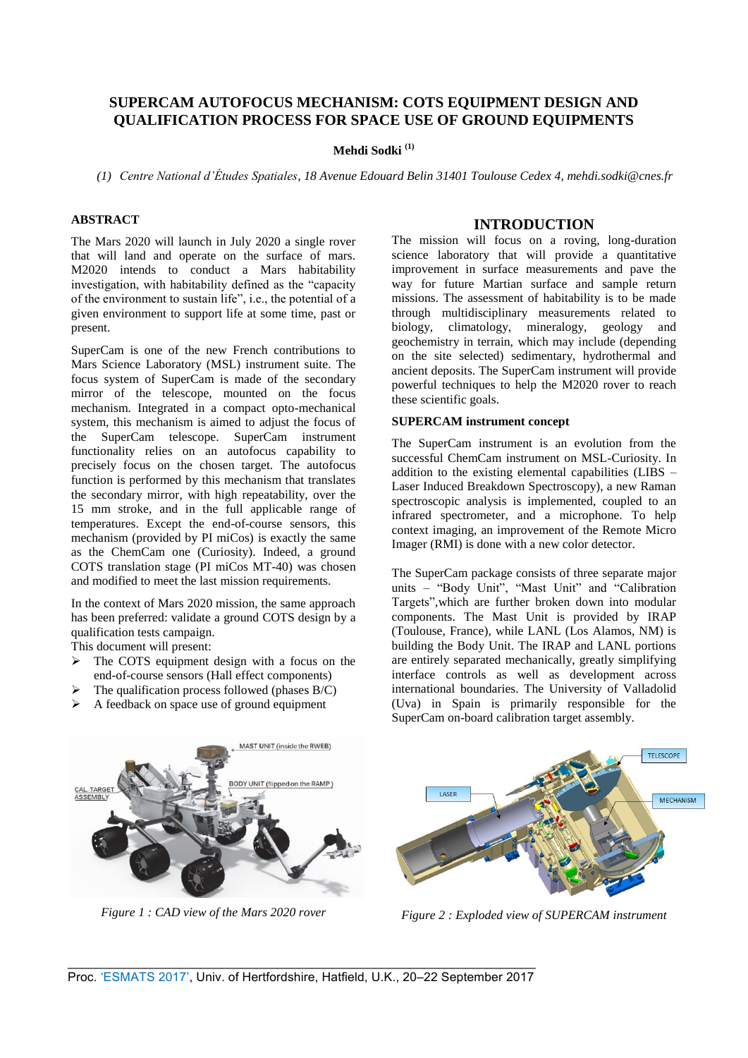# SUPERCAM AUTOFOCUS MECHANISM: COTS EQUIPMENT DESIGN AND QUALIFICATION PROCESS FOR SPACE USE OF GROUND EQUIPMENTS

**Mehdi Sodki [(1)]**

*(1) Centre National d'Études Spatiales, 18 Avenue Edouard Belin 31401 Toulouse Cedex 4, mehdi.sodki@cnes.fr*

## ABSTRACT

The Mars 2020 will launch in July 2020 a single rover that will land and operate on the surface of mars. M2020 intends to conduct a Mars habitability investigation, with habitability defined as the "capacity of the environment to sustain life", i.e., the potential of a given environment to support life at some time, past or present.

SuperCam is one of the new French contributions to Mars Science Laboratory (MSL) instrument suite. The focus system of SuperCam is made of the secondary mirror of the telescope, mounted on the focus mechanism. Integrated in a compact opto-mechanical system, this mechanism is aimed to adjust the focus of the SuperCam telescope. SuperCam instrument functionality relies on an autofocus capability to precisely focus on the chosen target. The autofocus function is performed by this mechanism that translates the secondary mirror, with high repeatability, over the 15 mm stroke, and in the full applicable range of temperatures. Except the end-of-course sensors, this mechanism (provided by PI miCos) is exactly the same as the ChemCam one (Curiosity). Indeed, a ground COTS translation stage (PI miCos MT-40) was chosen and modified to meet the last mission requirements.

In the context of Mars 2020 mission, the same approach has been preferred: validate a ground COTS design by a qualification tests campaign.

This document will present:

- The COTS equipment design with a focus on the end-of-course sensors (Hall effect components)
- The qualification process followed (phases B/C)
- A feedback on space use of ground equipment

## INTRODUCTION

The mission will focus on a roving, long-duration science laboratory that will provide a quantitative improvement in surface measurements and pave the way for future Martian surface and sample return missions. The assessment of habitability is to be made through multidisciplinary measurements related to biology, climatology, mineralogy, geology and geochemistry in terrain, which may include (depending on the site selected) sedimentary, hydrothermal and ancient deposits. The SuperCam instrument will provide powerful techniques to help the M2020 rover to reach these scientific goals.

### SUPERCAM instrument concept

The SuperCam instrument is an evolution from the successful ChemCam instrument on MSL-Curiosity. In addition to the existing elemental capabilities (LIBS – Laser Induced Breakdown Spectroscopy), a new Raman spectroscopic analysis is implemented, coupled to an infrared spectrometer, and a microphone. To help context imaging, an improvement of the Remote Micro Imager (RMI) is done with a new color detector.

The SuperCam package consists of three separate major units – "Body Unit", "Mast Unit" and "Calibration Targets",which are further broken down into modular components. The Mast Unit is provided by IRAP (Toulouse, France), while LANL (Los Alamos, NM) is building the Body Unit. The IRAP and LANL portions are entirely separated mechanically, greatly simplifying interface controls as well as development across international boundaries. The University of Valladolid (Uva) in Spain is primarily responsible for the SuperCam on-board calibration target assembly.

*Figure 1 : CAD view of the Mars 2020 rover*

*Figure 2 : Exploded view of SUPERCAM instrument*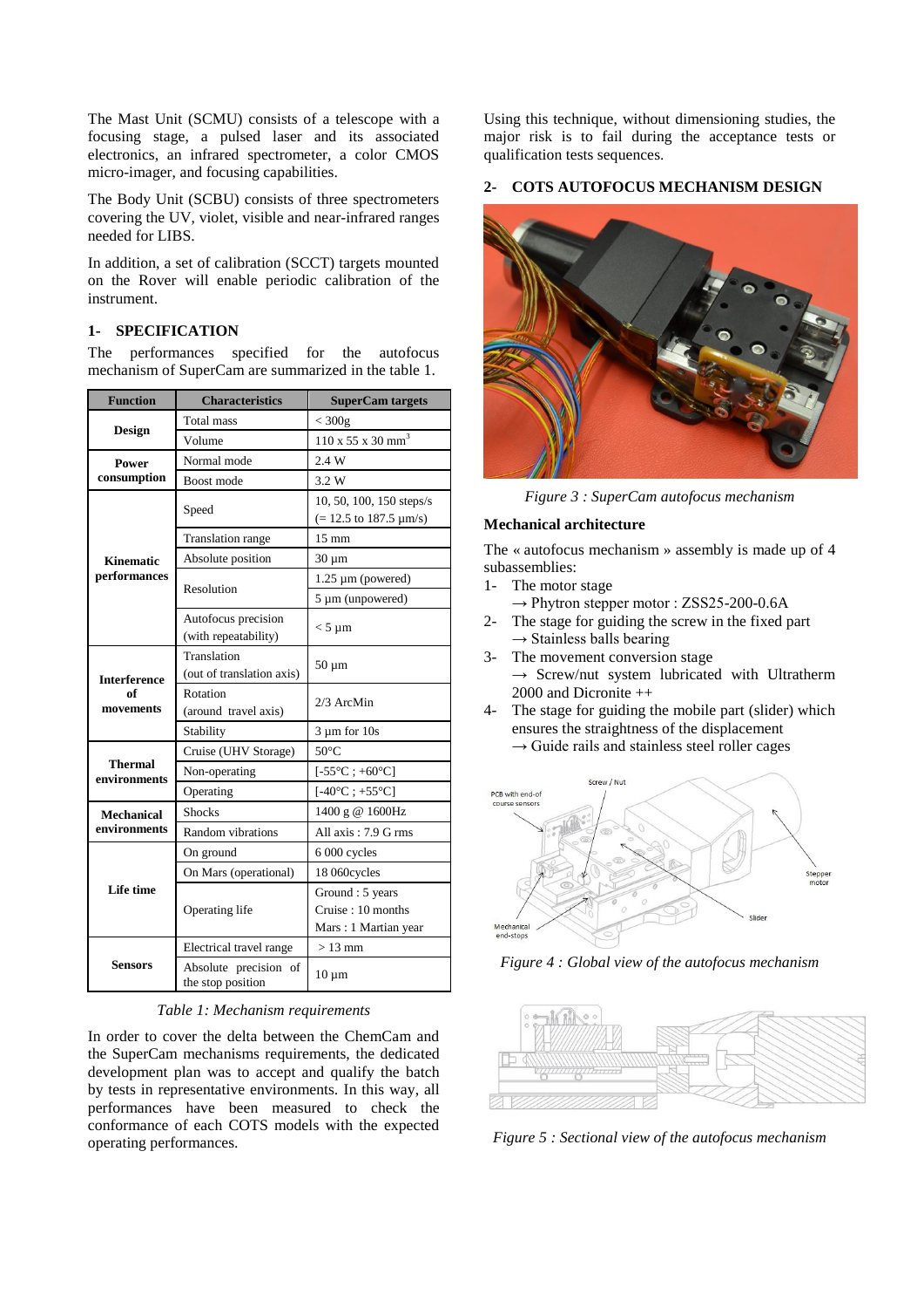The Mast Unit (SCMU) consists of a telescope with a focusing stage, a pulsed laser and its associated electronics, an infrared spectrometer, a color CMOS micro-imager, and focusing capabilities.

The Body Unit (SCBU) consists of three spectrometers covering the UV, violet, visible and near-infrared ranges needed for LIBS.

In addition, a set of calibration (SCCT) targets mounted on the Rover will enable periodic calibration of the instrument.

## 1- SPECIFICATION

The performances specified for the autofocus mechanism of SuperCam are summarized in the table 1.

| Function | Characteristics | SuperCam targets |
|---|---|---|
| Design | Total mass | < 300g |
| | Volume | 110 x 55 x 30 mm$^3$ |
| Power consumption | Normal mode | 2.4 W |
| | Boost mode | 3.2 W |
| Kinematic performances | Speed | 10, 50, 100, 150 steps/s (= 12.5 to 187.5 µm/s) |
| | Translation range | 15 mm |
| | Absolute position | 30 µm |
| | Resolution | 1.25 µm (powered) |
| | | 5 µm (unpowered) |
| | Autofocus precision (with repeatability) | < 5 µm |
| Interference of movements | Translation (out of translation axis) | 50 µm |
| | Rotation (around travel axis) | 2/3 ArcMin |
| | Stability | 3 µm for 10s |
| Thermal environments | Cruise (UHV Storage) | 50°C |
| | Non-operating | [-55°C ; +60°C] |
| | Operating | [-40°C ; +55°C] |
| Mechanical environments | Shocks | 1400 g @ 1600Hz |
| | Random vibrations | All axis : 7.9 G rms |
| Life time | On ground | 6 000 cycles |
| | On Mars (operational) | 18 060cycles |
| | Operating life | Ground : 5 years<br>Cruise : 10 months<br>Mars : 1 Martian year |
| Sensors | Electrical travel range | > 13 mm |
| | Absolute precision of the stop position | 10 µm |

*Table 1: Mechanism requirements*

In order to cover the delta between the ChemCam and the SuperCam mechanisms requirements, the dedicated development plan was to accept and qualify the batch by tests in representative environments. In this way, all performances have been measured to check the conformance of each COTS models with the expected operating performances.

Using this technique, without dimensioning studies, the major risk is to fail during the acceptance tests or qualification tests sequences.

## 2- COTS AUTOFOCUS MECHANISM DESIGN

*Figure 3 : SuperCam autofocus mechanism*

### Mechanical architecture

The « autofocus mechanism » assembly is made up of 4 subassemblies:

1- The motor stage
→ Phytron stepper motor : ZSS25-200-0.6A
2- The stage for guiding the screw in the fixed part
→ Stainless balls bearing
3- The movement conversion stage
→ Screw/nut system lubricated with Ultratherm 2000 and Dicronite ++
4- The stage for guiding the mobile part (slider) which ensures the straightness of the displacement
→ Guide rails and stainless steel roller cages

*Figure 4 : Global view of the autofocus mechanism*

*Figure 5 : Sectional view of the autofocus mechanism*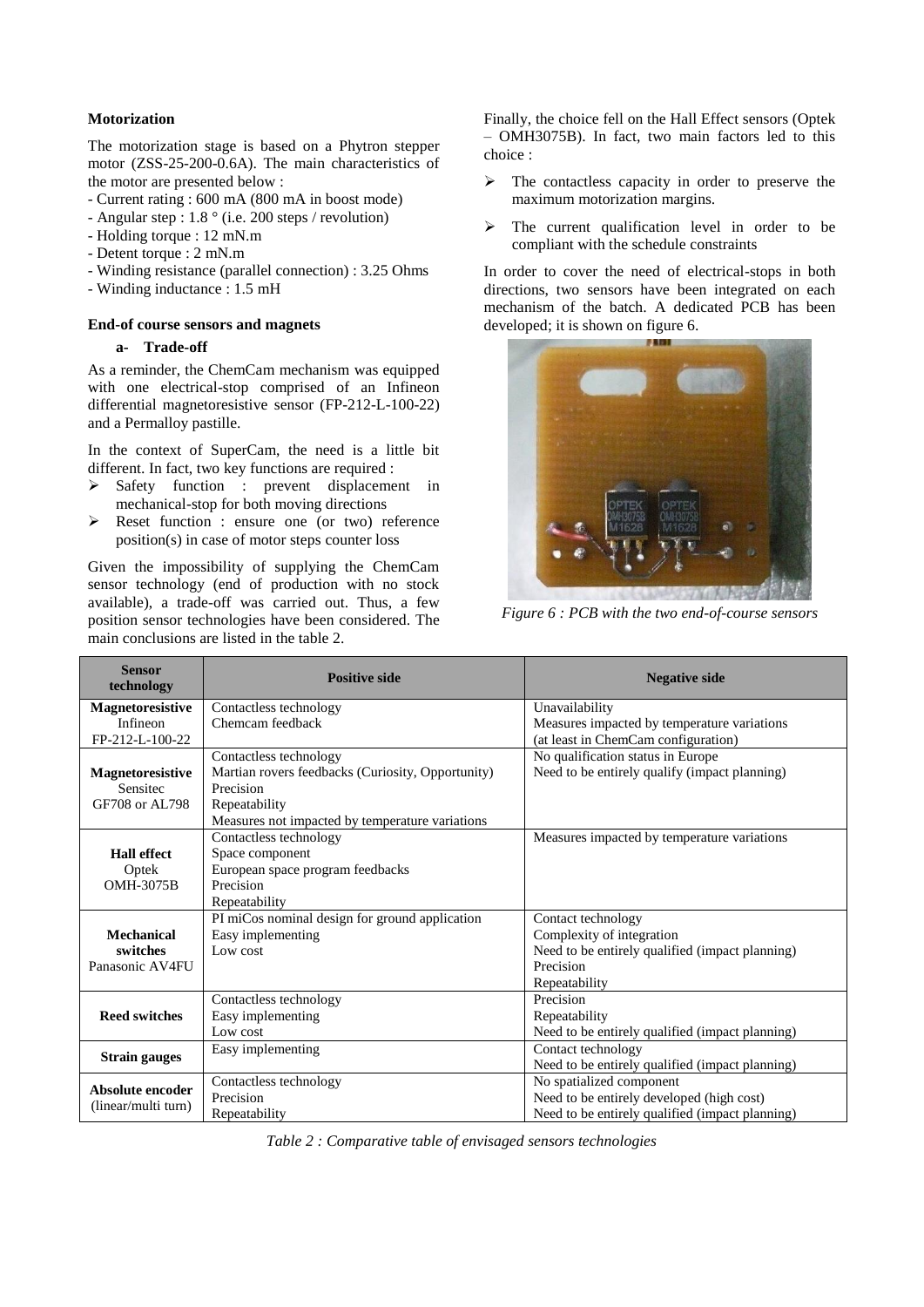**Motorization**

The motorization stage is based on a Phytron stepper motor (ZSS-25-200-0.6A). The main characteristics of the motor are presented below :

- Current rating : 600 mA (800 mA in boost mode)
- Angular step : 1.8 ° (i.e. 200 steps / revolution)
- Holding torque : 12 mN.m
- Detent torque : 2 mN.m
- Winding resistance (parallel connection) : 3.25 Ohms
- Winding inductance : 1.5 mH

**End-of course sensors and magnets**

**a- Trade-off**

As a reminder, the ChemCam mechanism was equipped with one electrical-stop comprised of an Infineon differential magnetoresistive sensor (FP-212-L-100-22) and a Permalloy pastille.

In the context of SuperCam, the need is a little bit different. In fact, two key functions are required :

- ➢ Safety function : prevent displacement in mechanical-stop for both moving directions
- ➢ Reset function : ensure one (or two) reference position(s) in case of motor steps counter loss

Given the impossibility of supplying the ChemCam sensor technology (end of production with no stock available), a trade-off was carried out. Thus, a few position sensor technologies have been considered. The main conclusions are listed in the table 2.

Finally, the choice fell on the Hall Effect sensors (Optek – OMH3075B). In fact, two main factors led to this choice :

- ➢ The contactless capacity in order to preserve the maximum motorization margins.
- ➢ The current qualification level in order to be compliant with the schedule constraints

In order to cover the need of electrical-stops in both directions, two sensors have been integrated on each mechanism of the batch. A dedicated PCB has been developed; it is shown on figure 6.

*Figure 6 : PCB with the two end-of-course sensors*

| Sensor technology | Positive side | Negative side |
|---|---|---|
| **Magnetoresistive** Infineon FP-212-L-100-22 | Contactless technology<br>Chemcam feedback | Unavailability<br>Measures impacted by temperature variations<br>(at least in ChemCam configuration) |
| **Magnetoresistive** Sensitec GF708 or AL798 | Contactless technology<br>Martian rovers feedbacks (Curiosity, Opportunity)<br>Precision<br>Repeatability<br>Measures not impacted by temperature variations | No qualification status in Europe<br>Need to be entirely qualify (impact planning) |
| **Hall effect** Optek OMH-3075B | Contactless technology<br>Space component<br>European space program feedbacks<br>Precision<br>Repeatability | Measures impacted by temperature variations |
| **Mechanical switches** Panasonic AV4FU | PI miCos nominal design for ground application<br>Easy implementing<br>Low cost | Contact technology<br>Complexity of integration<br>Need to be entirely qualified (impact planning)<br>Precision<br>Repeatability |
| **Reed switches** | Contactless technology<br>Easy implementing<br>Low cost | Precision<br>Repeatability<br>Need to be entirely qualified (impact planning) |
| **Strain gauges** | Easy implementing | Contact technology<br>Need to be entirely qualified (impact planning) |
| **Absolute encoder** (linear/multi turn) | Contactless technology<br>Precision<br>Repeatability | No spatialized component<br>Need to be entirely developed (high cost)<br>Need to be entirely qualified (impact planning) |

*Table 2 : Comparative table of envisaged sensors technologies*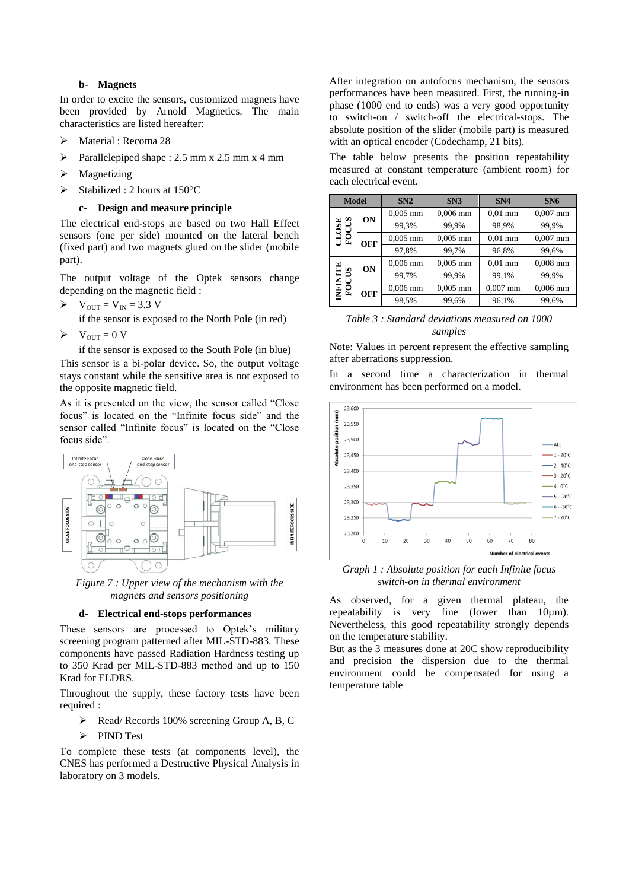### b- Magnets

In order to excite the sensors, customized magnets have been provided by Arnold Magnetics. The main characteristics are listed hereafter:

- Material : Recoma 28
- Parallelepiped shape : 2.5 mm x 2.5 mm x 4 mm
- Magnetizing
- Stabilized : 2 hours at 150°C

### c- Design and measure principle

The electrical end-stops are based on two Hall Effect sensors (one per side) mounted on the lateral bench (fixed part) and two magnets glued on the slider (mobile part).

The output voltage of the Optek sensors change depending on the magnetic field :

- $V_{OUT} = V_{IN} = 3.3$ V

  if the sensor is exposed to the North Pole (in red)

- $V_{OUT} = 0$ V

  if the sensor is exposed to the South Pole (in blue)

This sensor is a bi-polar device. So, the output voltage stays constant while the sensitive area is not exposed to the opposite magnetic field.

As it is presented on the view, the sensor called "Close focus" is located on the "Infinite focus side" and the sensor called "Infinite focus" is located on the "Close focus side".

*Figure 7 : Upper view of the mechanism with the magnets and sensors positioning*

### d- Electrical end-stops performances

These sensors are processed to Optek's military screening program patterned after MIL-STD-883. These components have passed Radiation Hardness testing up to 350 Krad per MIL-STD-883 method and up to 150 Krad for ELDRS.

Throughout the supply, these factory tests have been required :

- Read/ Records 100% screening Group A, B, C
- PIND Test

To complete these tests (at components level), the CNES has performed a Destructive Physical Analysis in laboratory on 3 models.

After integration on autofocus mechanism, the sensors performances have been measured. First, the running-in phase (1000 end to ends) was a very good opportunity to switch-on / switch-off the electrical-stops. The absolute position of the slider (mobile part) is measured with an optical encoder (Codechamp, 21 bits).

The table below presents the position repeatability measured at constant temperature (ambient room) for each electrical event.

| Model | | SN2 | SN3 | SN4 | SN6 |
|---|---|---|---|---|---|
| CLOSE FOCUS | ON | 0,005 mm | 0,006 mm | 0,01 mm | 0,007 mm |
| | | 99,3% | 99,9% | 98,9% | 99,9% |
| | OFF | 0,005 mm | 0,005 mm | 0,01 mm | 0,007 mm |
| | | 97,8% | 99,7% | 96,8% | 99,6% |
| INFINITE FOCUS | ON | 0,006 mm | 0,005 mm | 0,01 mm | 0,008 mm |
| | | 99,7% | 99,9% | 99,1% | 99,9% |
| | OFF | 0,006 mm | 0,005 mm | 0,007 mm | 0,006 mm |
| | | 98,5% | 99,6% | 96,1% | 99,6% |

*Table 3 : Standard deviations measured on 1000 samples*

Note: Values in percent represent the effective sampling after aberrations suppression.

In a second time a characterization in thermal environment has been performed on a model.

*Graph 1 : Absolute position for each Infinite focus switch-on in thermal environment*

As observed, for a given thermal plateau, the repeatability is very fine (lower than 10µm). Nevertheless, this good repeatability strongly depends on the temperature stability.

But as the 3 measures done at 20C show reproducibility and precision the dispersion due to the thermal environment could be compensated for using a temperature table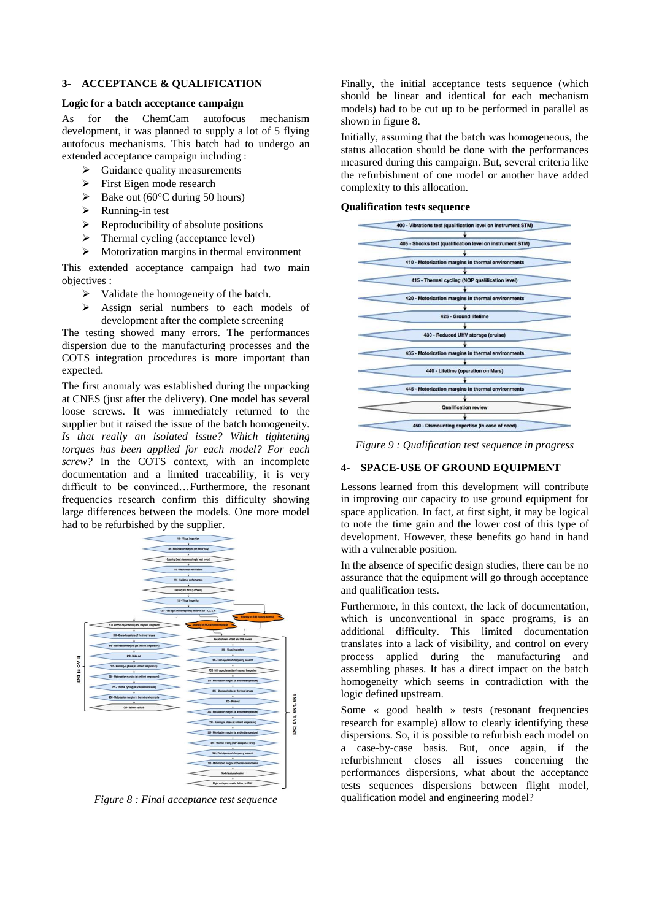## 3- ACCEPTANCE & QUALIFICATION

### Logic for a batch acceptance campaign

As for the ChemCam autofocus mechanism development, it was planned to supply a lot of 5 flying autofocus mechanisms. This batch had to undergo an extended acceptance campaign including :

- Guidance quality measurements
- First Eigen mode research
- Bake out (60°C during 50 hours)
- Running-in test
- Reproducibility of absolute positions
- Thermal cycling (acceptance level)
- Motorization margins in thermal environment

This extended acceptance campaign had two main objectives :

- Validate the homogeneity of the batch.
- Assign serial numbers to each models of development after the complete screening

The testing showed many errors. The performances dispersion due to the manufacturing processes and the COTS integration procedures is more important than expected.

The first anomaly was established during the unpacking at CNES (just after the delivery). One model has several loose screws. It was immediately returned to the supplier but it raised the issue of the batch homogeneity. *Is that really an isolated issue? Which tightening torques has been applied for each model? For each screw?* In the COTS context, with an incomplete documentation and a limited traceability, it is very difficult to be convinced…Furthermore, the resonant frequencies research confirm this difficulty showing large differences between the models. One more model had to be refurbished by the supplier.

*Figure 8 : Final acceptance test sequence*

Finally, the initial acceptance tests sequence (which should be linear and identical for each mechanism models) had to be cut up to be performed in parallel as shown in figure 8.

Initially, assuming that the batch was homogeneous, the status allocation should be done with the performances measured during this campaign. But, several criteria like the refurbishment of one model or another have added complexity to this allocation.

### Qualification tests sequence

400 - Vibrations test (qualification level on instrument STM)
405 - Shocks test (qualification level on instrument STM)
410 - Motorization margins in thermal environments
415 - Thermal cycling (NOP qualification level)
420 - Motorization margins in thermal environments
425 - Ground lifetime
430 - Reduced UHV storage (cruise)
435 - Motorization margins in thermal environments
440 - Lifetime (operation on Mars)
445 - Motorization margins in thermal environments
Qualification review
450 - Dismounting expertise (in case of need)

*Figure 9 : Qualification test sequence in progress*

## 4- SPACE-USE OF GROUND EQUIPMENT

Lessons learned from this development will contribute in improving our capacity to use ground equipment for space application. In fact, at first sight, it may be logical to note the time gain and the lower cost of this type of development. However, these benefits go hand in hand with a vulnerable position.

In the absence of specific design studies, there can be no assurance that the equipment will go through acceptance and qualification tests.

Furthermore, in this context, the lack of documentation, which is unconventional in space programs, is an additional difficulty. This limited documentation translates into a lack of visibility, and control on every process applied during the manufacturing and assembling phases. It has a direct impact on the batch homogeneity which seems in contradiction with the logic defined upstream.

Some « good health » tests (resonant frequencies research for example) allow to clearly identifying these dispersions. So, it is possible to refurbish each model on a case-by-case basis. But, once again, if the refurbishment closes all issues concerning the performances dispersions, what about the acceptance tests sequences dispersions between flight model, qualification model and engineering model?